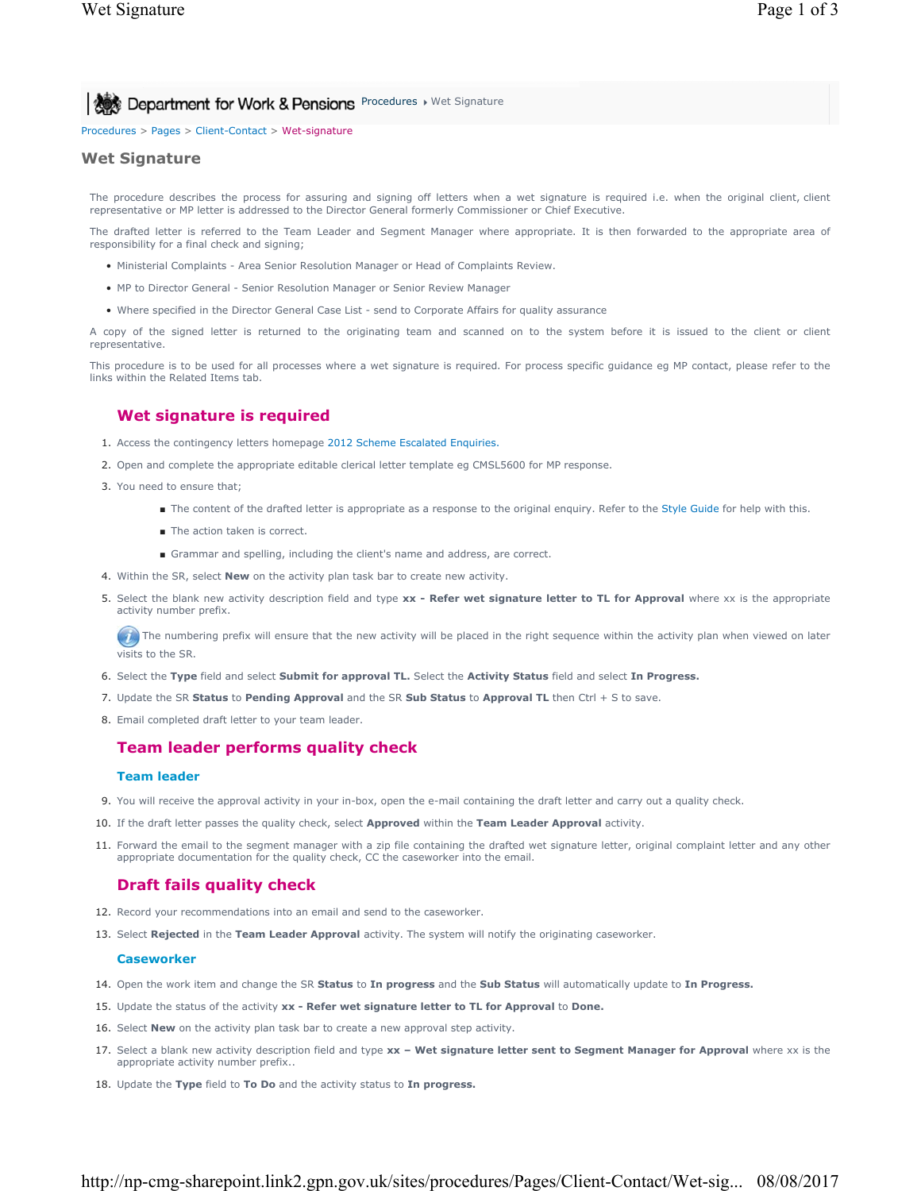Department for Work & Pensions Procedures ▸ Wet Signature

Procedures > Pages > Client-Contact > Wet-signature

# Wet Signature

The procedure describes the process for assuring and signing off letters when a wet signature is required i.e. when the original client, client representative or MP letter is addressed to the Director General formerly Commissioner or Chief Executive.

The drafted letter is referred to the Team Leader and Segment Manager where appropriate. It is then forwarded to the appropriate area of responsibility for a final check and signing;

- Ministerial Complaints - Area Senior Resolution Manager or Head of Complaints Review.
- MP to Director General - Senior Resolution Manager or Senior Review Manager
- Where specified in the Director General Case List - send to Corporate Affairs for quality assurance

A copy of the signed letter is returned to the originating team and scanned on to the system before it is issued to the client or client representative.

This procedure is to be used for all processes where a wet signature is required. For process specific guidance eg MP contact, please refer to the links within the Related Items tab.

## Wet signature is required

1. Access the contingency letters homepage 2012 Scheme Escalated Enquiries.
2. Open and complete the appropriate editable clerical letter template eg CMSL5600 for MP response.
3. You need to ensure that;
   - The content of the drafted letter is appropriate as a response to the original enquiry. Refer to the Style Guide for help with this.
   - The action taken is correct.
   - Grammar and spelling, including the client's name and address, are correct.
4. Within the SR, select **New** on the activity plan task bar to create new activity.
5. Select the blank new activity description field and type **xx - Refer wet signature letter to TL for Approval** where xx is the appropriate activity number prefix.

   The numbering prefix will ensure that the new activity will be placed in the right sequence within the activity plan when viewed on later visits to the SR.
6. Select the **Type** field and select **Submit for approval TL.** Select the **Activity Status** field and select **In Progress.**
7. Update the SR **Status** to **Pending Approval** and the SR **Sub Status** to **Approval TL** then Ctrl + S to save.
8. Email completed draft letter to your team leader.

## Team leader performs quality check

### Team leader

9. You will receive the approval activity in your in-box, open the e-mail containing the draft letter and carry out a quality check.
10. If the draft letter passes the quality check, select **Approved** within the **Team Leader Approval** activity.
11. Forward the email to the segment manager with a zip file containing the drafted wet signature letter, original complaint letter and any other appropriate documentation for the quality check, CC the caseworker into the email.

## Draft fails quality check

12. Record your recommendations into an email and send to the caseworker.
13. Select **Rejected** in the **Team Leader Approval** activity. The system will notify the originating caseworker.

### Caseworker

14. Open the work item and change the SR **Status** to **In progress** and the **Sub Status** will automatically update to **In Progress.**
15. Update the status of the activity **xx - Refer wet signature letter to TL for Approval** to **Done.**
16. Select **New** on the activity plan task bar to create a new approval step activity.
17. Select a blank new activity description field and type **xx – Wet signature letter sent to Segment Manager for Approval** where xx is the appropriate activity number prefix..
18. Update the **Type** field to **To Do** and the activity status to **In progress.**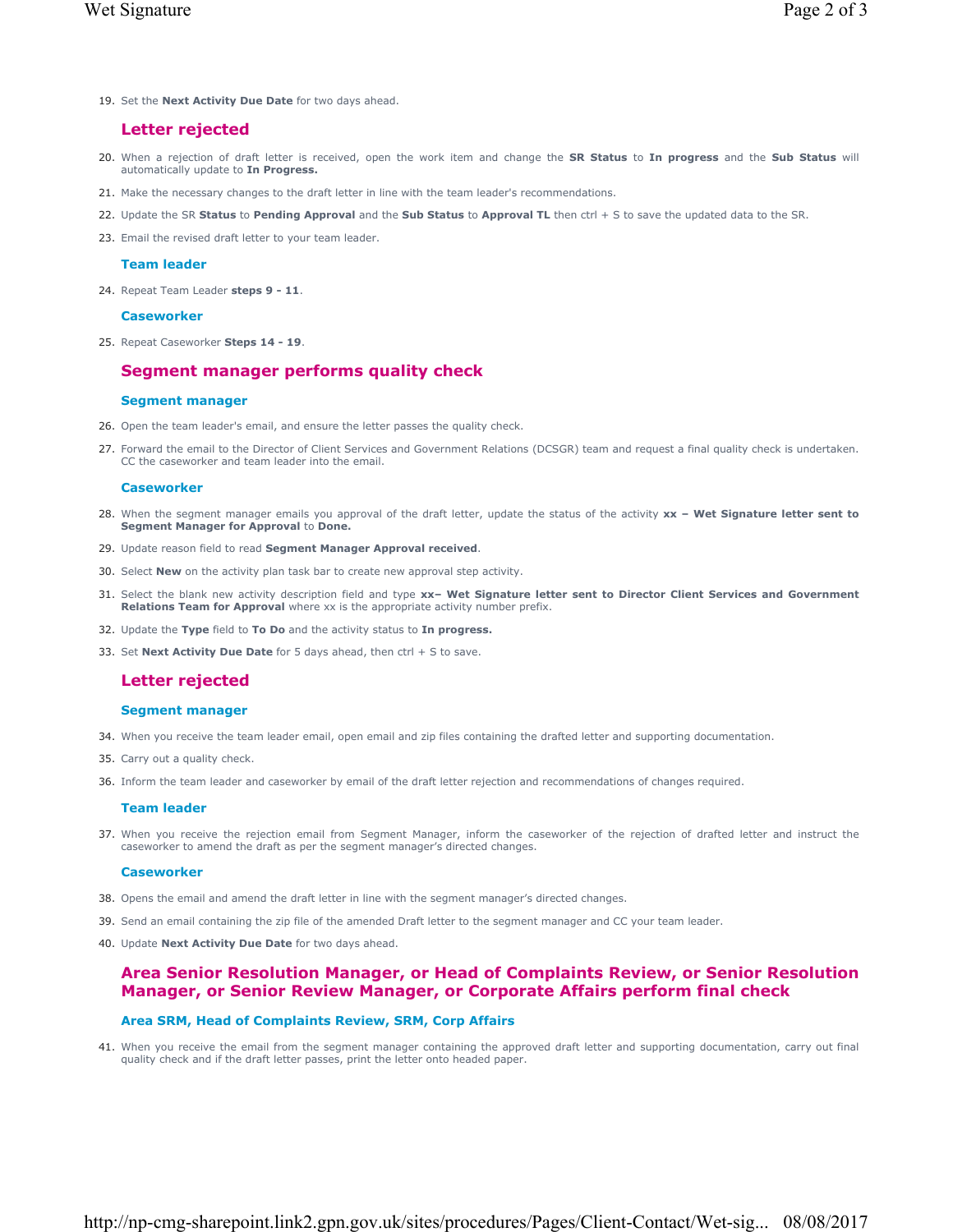19. Set the **Next Activity Due Date** for two days ahead.

## Letter rejected

20. When a rejection of draft letter is received, open the work item and change the **SR Status** to **In progress** and the **Sub Status** will automatically update to **In Progress.**
21. Make the necessary changes to the draft letter in line with the team leader's recommendations.
22. Update the SR **Status** to **Pending Approval** and the **Sub Status** to **Approval TL** then ctrl + S to save the updated data to the SR.
23. Email the revised draft letter to your team leader.

### Team leader

24. Repeat Team Leader **steps 9 - 11**.

### Caseworker

25. Repeat Caseworker **Steps 14 - 19**.

## Segment manager performs quality check

### Segment manager

26. Open the team leader's email, and ensure the letter passes the quality check.
27. Forward the email to the Director of Client Services and Government Relations (DCSGR) team and request a final quality check is undertaken. CC the caseworker and team leader into the email.

### Caseworker

28. When the segment manager emails you approval of the draft letter, update the status of the activity **xx – Wet Signature letter sent to Segment Manager for Approval** to **Done.**
29. Update reason field to read **Segment Manager Approval received**.
30. Select **New** on the activity plan task bar to create new approval step activity.
31. Select the blank new activity description field and type **xx– Wet Signature letter sent to Director Client Services and Government Relations Team for Approval** where xx is the appropriate activity number prefix.
32. Update the **Type** field to **To Do** and the activity status to **In progress.**
33. Set **Next Activity Due Date** for 5 days ahead, then ctrl + S to save.

## Letter rejected

### Segment manager

34. When you receive the team leader email, open email and zip files containing the drafted letter and supporting documentation.
35. Carry out a quality check.
36. Inform the team leader and caseworker by email of the draft letter rejection and recommendations of changes required.

### Team leader

37. When you receive the rejection email from Segment Manager, inform the caseworker of the rejection of drafted letter and instruct the caseworker to amend the draft as per the segment manager's directed changes.

### Caseworker

38. Opens the email and amend the draft letter in line with the segment manager's directed changes.
39. Send an email containing the zip file of the amended Draft letter to the segment manager and CC your team leader.
40. Update **Next Activity Due Date** for two days ahead.

## Area Senior Resolution Manager, or Head of Complaints Review, or Senior Resolution Manager, or Senior Review Manager, or Corporate Affairs perform final check

### Area SRM, Head of Complaints Review, SRM, Corp Affairs

41. When you receive the email from the segment manager containing the approved draft letter and supporting documentation, carry out final quality check and if the draft letter passes, print the letter onto headed paper.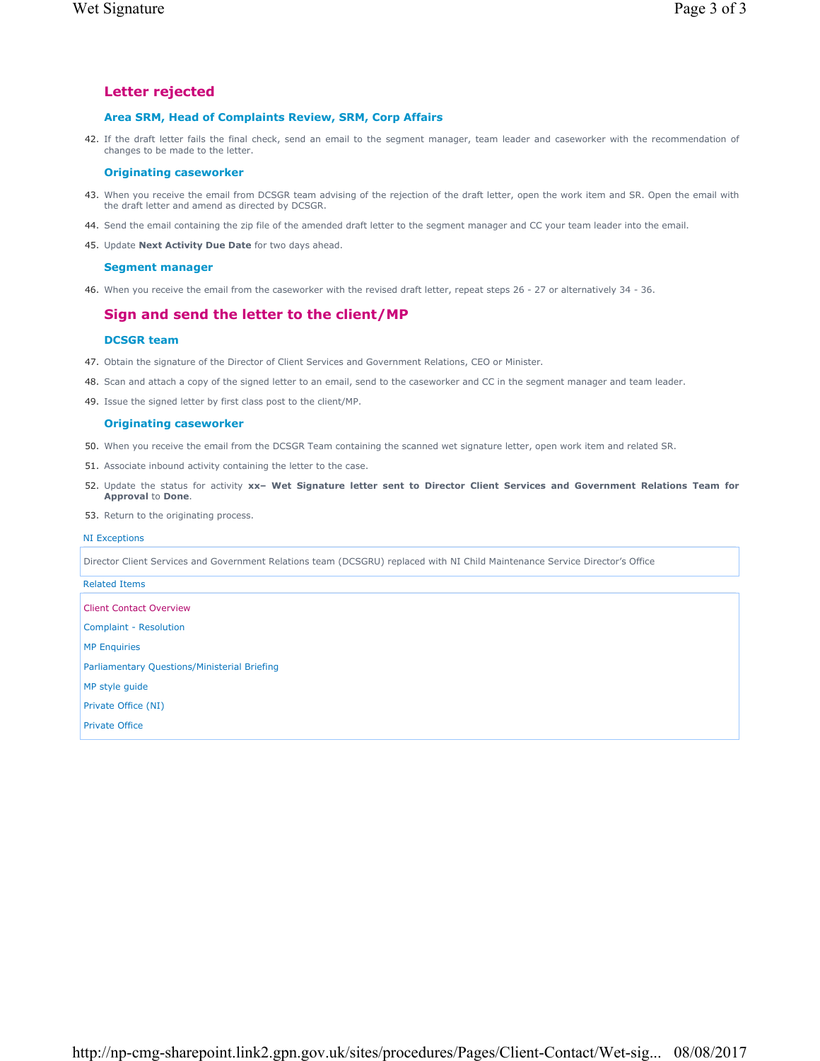## Letter rejected

### Area SRM, Head of Complaints Review, SRM, Corp Affairs

42. If the draft letter fails the final check, send an email to the segment manager, team leader and caseworker with the recommendation of changes to be made to the letter.

### Originating caseworker

43. When you receive the email from DCSGR team advising of the rejection of the draft letter, open the work item and SR. Open the email with the draft letter and amend as directed by DCSGR.
44. Send the email containing the zip file of the amended draft letter to the segment manager and CC your team leader into the email.
45. Update **Next Activity Due Date** for two days ahead.

### Segment manager

46. When you receive the email from the caseworker with the revised draft letter, repeat steps 26 - 27 or alternatively 34 - 36.

## Sign and send the letter to the client/MP

### DCSGR team

47. Obtain the signature of the Director of Client Services and Government Relations, CEO or Minister.
48. Scan and attach a copy of the signed letter to an email, send to the caseworker and CC in the segment manager and team leader.
49. Issue the signed letter by first class post to the client/MP.

### Originating caseworker

50. When you receive the email from the DCSGR Team containing the scanned wet signature letter, open work item and related SR.
51. Associate inbound activity containing the letter to the case.
52. Update the status for activity **xx– Wet Signature letter sent to Director Client Services and Government Relations Team for Approval** to **Done**.
53. Return to the originating process.

NI Exceptions

Director Client Services and Government Relations team (DCSGRU) replaced with NI Child Maintenance Service Director's Office

Related Items

Client Contact Overview

Complaint - Resolution

MP Enquiries

Parliamentary Questions/Ministerial Briefing

MP style guide

Private Office (NI)

Private Office